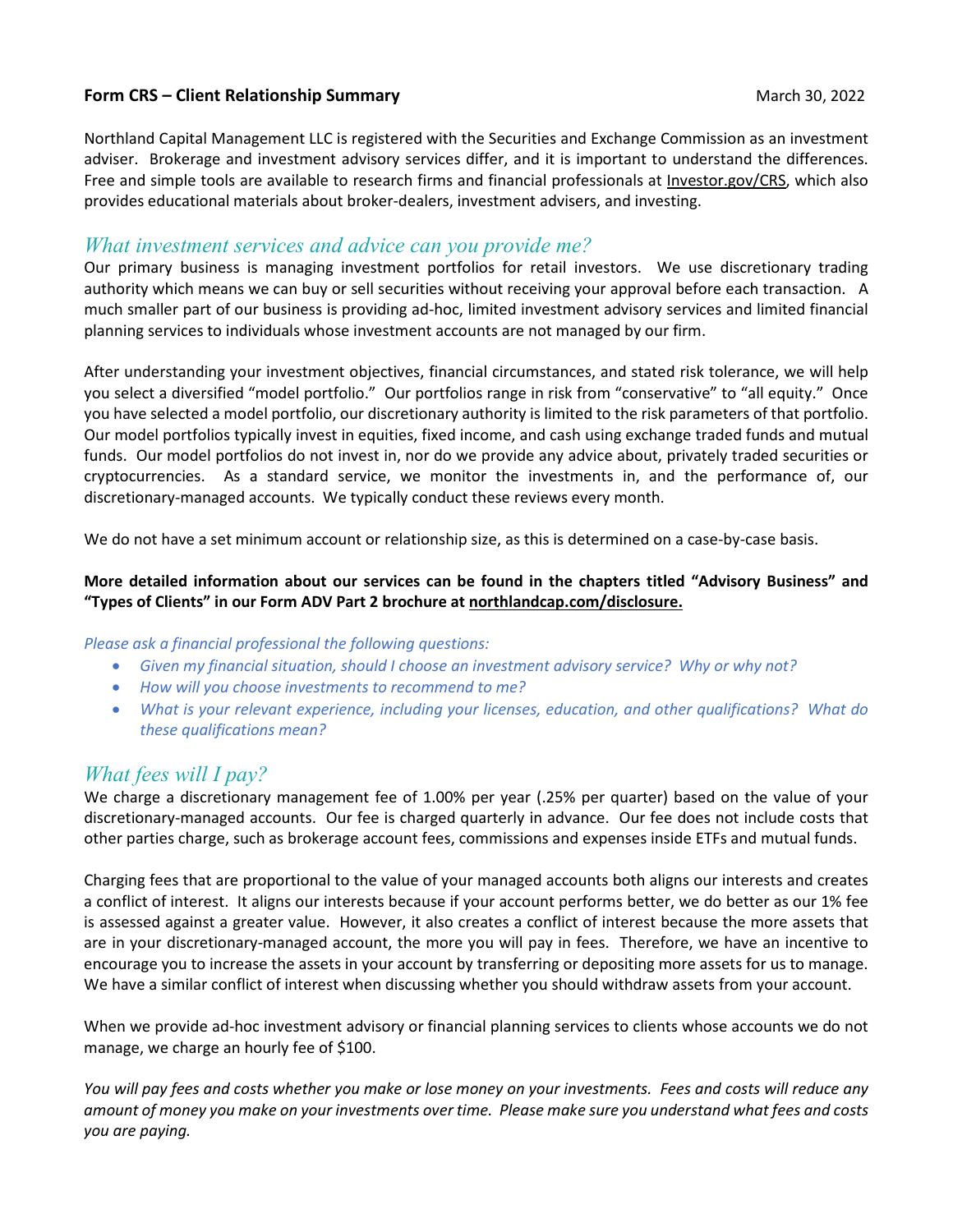**Form CRS – Client Relationship Summary** March 30, 2022

Northland Capital Management LLC is registered with the Securities and Exchange Commission as an investment adviser. Brokerage and investment advisory services differ, and it is important to understand the differences. Free and simple tools are available to research firms and financial professionals at Investor.gov/CRS, which also provides educational materials about broker-dealers, investment advisers, and investing.

## *What investment services and advice can you provide me?*

Our primary business is managing investment portfolios for retail investors. We use discretionary trading authority which means we can buy or sell securities without receiving your approval before each transaction. A much smaller part of our business is providing ad-hoc, limited investment advisory services and limited financial planning services to individuals whose investment accounts are not managed by our firm.

After understanding your investment objectives, financial circumstances, and stated risk tolerance, we will help you select a diversified "model portfolio." Our portfolios range in risk from "conservative" to "all equity." Once you have selected a model portfolio, our discretionary authority is limited to the risk parameters of that portfolio. Our model portfolios typically invest in equities, fixed income, and cash using exchange traded funds and mutual funds. Our model portfolios do not invest in, nor do we provide any advice about, privately traded securities or cryptocurrencies. As a standard service, we monitor the investments in, and the performance of, our discretionary-managed accounts. We typically conduct these reviews every month.

We do not have a set minimum account or relationship size, as this is determined on a case-by-case basis.

**More detailed information about our services can be found in the chapters titled "Advisory Business" and "Types of Clients" in our Form ADV Part 2 brochure at northlandcap.com/disclosure.**

*Please ask a financial professional the following questions:*

- *Given my financial situation, should I choose an investment advisory service? Why or why not?*
- *How will you choose investments to recommend to me?*
- *What is your relevant experience, including your licenses, education, and other qualifications? What do these qualifications mean?*

## *What fees will I pay?*

We charge a discretionary management fee of 1.00% per year (.25% per quarter) based on the value of your discretionary-managed accounts. Our fee is charged quarterly in advance. Our fee does not include costs that other parties charge, such as brokerage account fees, commissions and expenses inside ETFs and mutual funds.

Charging fees that are proportional to the value of your managed accounts both aligns our interests and creates a conflict of interest. It aligns our interests because if your account performs better, we do better as our 1% fee is assessed against a greater value. However, it also creates a conflict of interest because the more assets that are in your discretionary-managed account, the more you will pay in fees. Therefore, we have an incentive to encourage you to increase the assets in your account by transferring or depositing more assets for us to manage. We have a similar conflict of interest when discussing whether you should withdraw assets from your account.

When we provide ad-hoc investment advisory or financial planning services to clients whose accounts we do not manage, we charge an hourly fee of $100.

*You will pay fees and costs whether you make or lose money on your investments. Fees and costs will reduce any amount of money you make on your investments over time. Please make sure you understand what fees and costs you are paying.*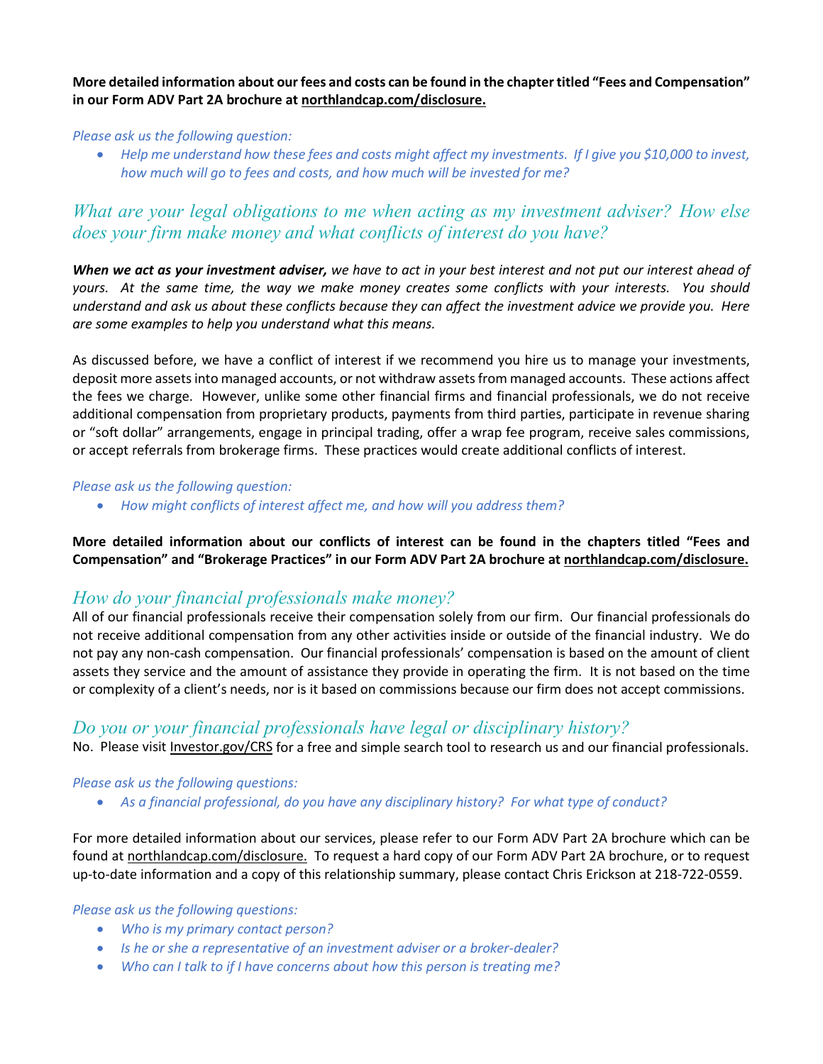**More detailed information about our fees and costs can be found in the chapter titled "Fees and Compensation" in our Form ADV Part 2A brochure at northlandcap.com/disclosure.**

*Please ask us the following question:*

- *Help me understand how these fees and costs might affect my investments. If I give you $10,000 to invest, how much will go to fees and costs, and how much will be invested for me?*

## *What are your legal obligations to me when acting as my investment adviser? How else does your firm make money and what conflicts of interest do you have?*

***When we act as your investment adviser,*** *we have to act in your best interest and not put our interest ahead of yours. At the same time, the way we make money creates some conflicts with your interests. You should understand and ask us about these conflicts because they can affect the investment advice we provide you. Here are some examples to help you understand what this means.*

As discussed before, we have a conflict of interest if we recommend you hire us to manage your investments, deposit more assets into managed accounts, or not withdraw assets from managed accounts. These actions affect the fees we charge. However, unlike some other financial firms and financial professionals, we do not receive additional compensation from proprietary products, payments from third parties, participate in revenue sharing or "soft dollar" arrangements, engage in principal trading, offer a wrap fee program, receive sales commissions, or accept referrals from brokerage firms. These practices would create additional conflicts of interest.

*Please ask us the following question:*

- *How might conflicts of interest affect me, and how will you address them?*

**More detailed information about our conflicts of interest can be found in the chapters titled "Fees and Compensation" and "Brokerage Practices" in our Form ADV Part 2A brochure at northlandcap.com/disclosure.**

## *How do your financial professionals make money?*

All of our financial professionals receive their compensation solely from our firm. Our financial professionals do not receive additional compensation from any other activities inside or outside of the financial industry. We do not pay any non-cash compensation. Our financial professionals' compensation is based on the amount of client assets they service and the amount of assistance they provide in operating the firm. It is not based on the time or complexity of a client's needs, nor is it based on commissions because our firm does not accept commissions.

## *Do you or your financial professionals have legal or disciplinary history?*

No. Please visit Investor.gov/CRS for a free and simple search tool to research us and our financial professionals.

*Please ask us the following questions:*

- *As a financial professional, do you have any disciplinary history? For what type of conduct?*

For more detailed information about our services, please refer to our Form ADV Part 2A brochure which can be found at northlandcap.com/disclosure. To request a hard copy of our Form ADV Part 2A brochure, or to request up-to-date information and a copy of this relationship summary, please contact Chris Erickson at 218-722-0559.

*Please ask us the following questions:*

- *Who is my primary contact person?*
- *Is he or she a representative of an investment adviser or a broker-dealer?*
- *Who can I talk to if I have concerns about how this person is treating me?*